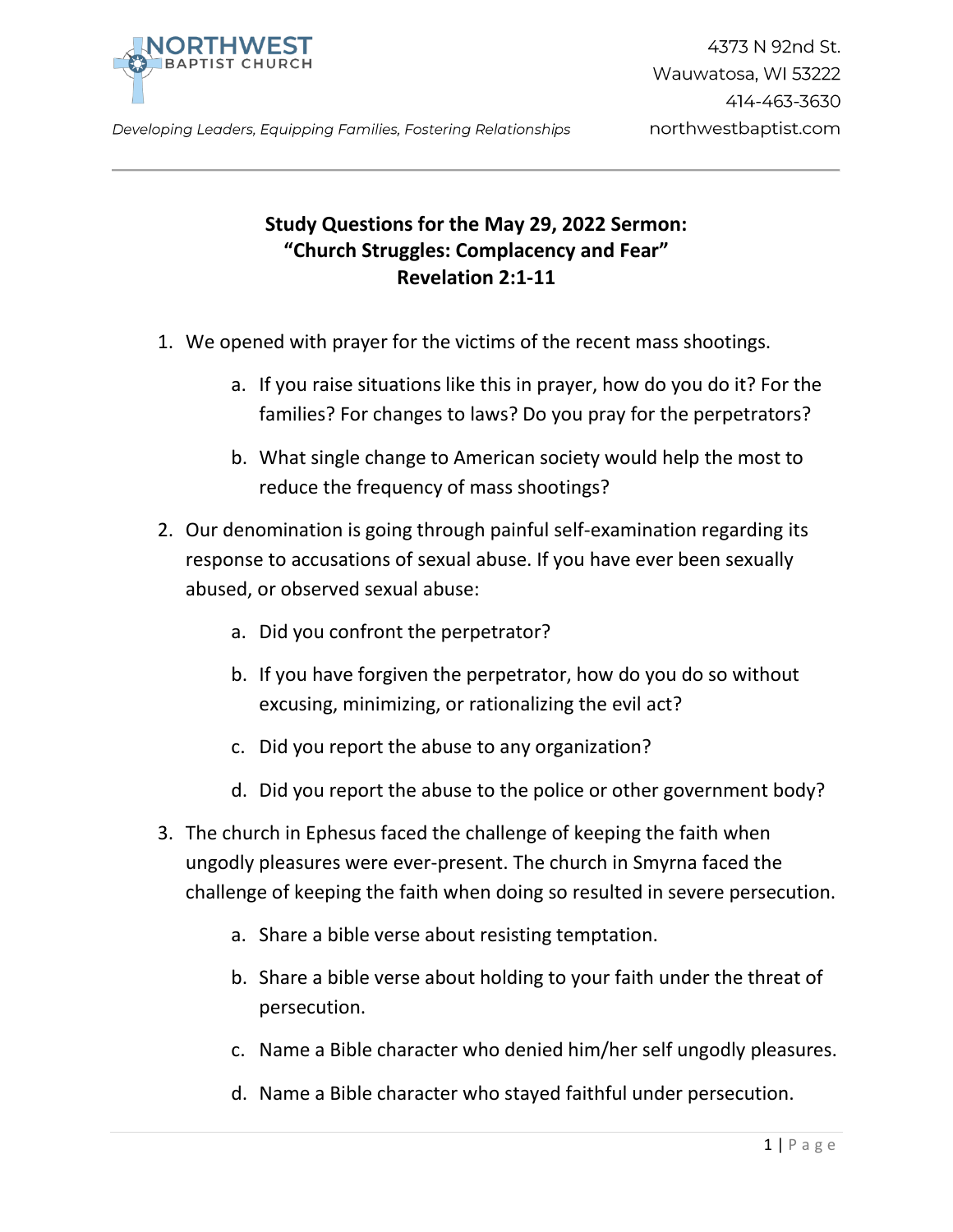NORTHWEST
BAPTIST CHURCH

4373 N 92nd St.
Wauwatosa, WI 53222
414-463-3630
northwestbaptist.com

*Developing Leaders, Equipping Families, Fostering Relationships*

---

## Study Questions for the May 29, 2022 Sermon:
## "Church Struggles: Complacency and Fear"
## Revelation 2:1-11

1. We opened with prayer for the victims of the recent mass shootings.
   a. If you raise situations like this in prayer, how do you do it? For the families? For changes to laws? Do you pray for the perpetrators?
   b. What single change to American society would help the most to reduce the frequency of mass shootings?
2. Our denomination is going through painful self-examination regarding its response to accusations of sexual abuse. If you have ever been sexually abused, or observed sexual abuse:
   a. Did you confront the perpetrator?
   b. If you have forgiven the perpetrator, how do you do so without excusing, minimizing, or rationalizing the evil act?
   c. Did you report the abuse to any organization?
   d. Did you report the abuse to the police or other government body?
3. The church in Ephesus faced the challenge of keeping the faith when ungodly pleasures were ever-present. The church in Smyrna faced the challenge of keeping the faith when doing so resulted in severe persecution.
   a. Share a bible verse about resisting temptation.
   b. Share a bible verse about holding to your faith under the threat of persecution.
   c. Name a Bible character who denied him/her self ungodly pleasures.
   d. Name a Bible character who stayed faithful under persecution.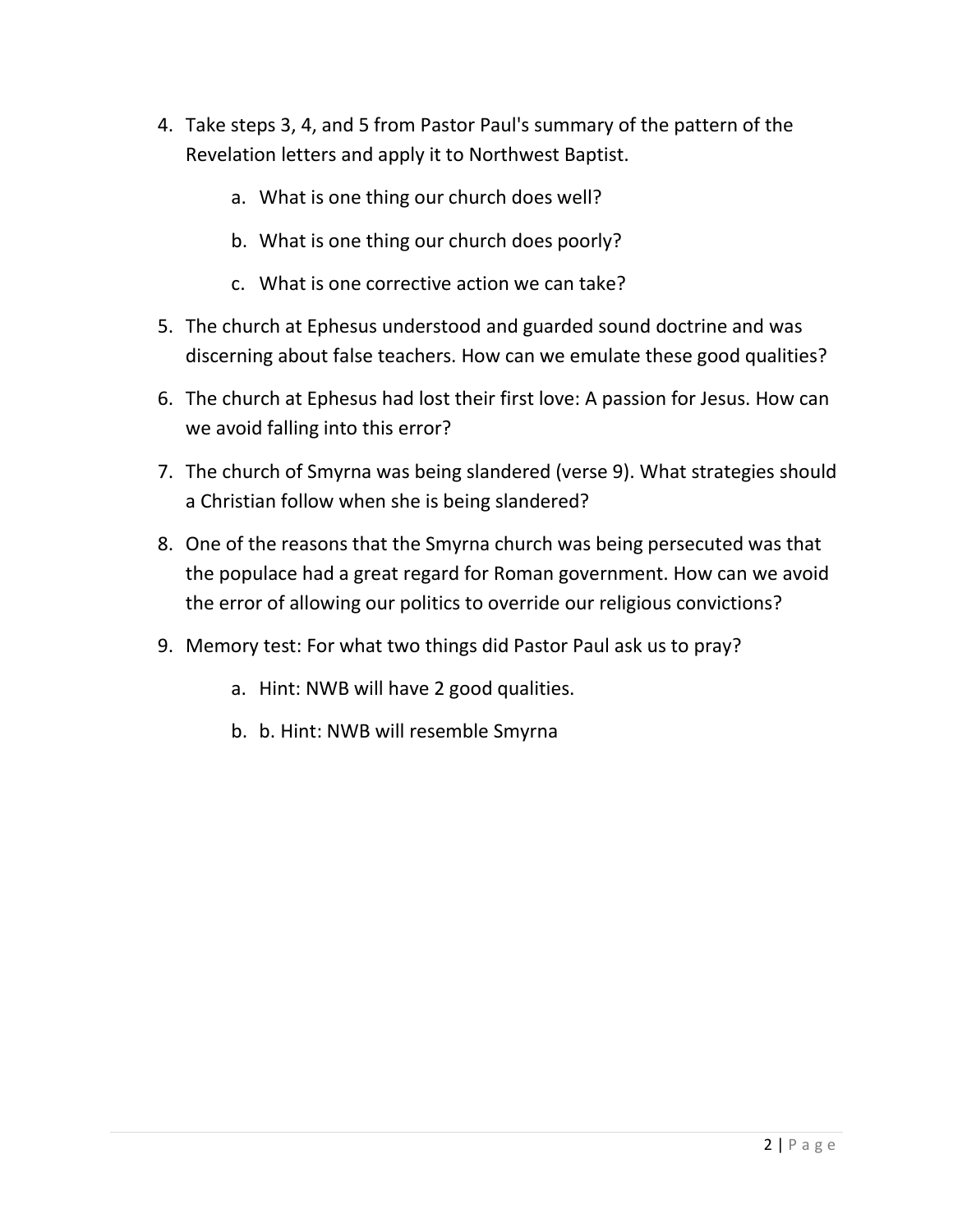4. Take steps 3, 4, and 5 from Pastor Paul's summary of the pattern of the Revelation letters and apply it to Northwest Baptist.

    a. What is one thing our church does well?

    b. What is one thing our church does poorly?

    c. What is one corrective action we can take?

5. The church at Ephesus understood and guarded sound doctrine and was discerning about false teachers. How can we emulate these good qualities?

6. The church at Ephesus had lost their first love: A passion for Jesus. How can we avoid falling into this error?

7. The church of Smyrna was being slandered (verse 9). What strategies should a Christian follow when she is being slandered?

8. One of the reasons that the Smyrna church was being persecuted was that the populace had a great regard for Roman government. How can we avoid the error of allowing our politics to override our religious convictions?

9. Memory test: For what two things did Pastor Paul ask us to pray?

    a. Hint: NWB will have 2 good qualities.

    b. b. Hint: NWB will resemble Smyrna